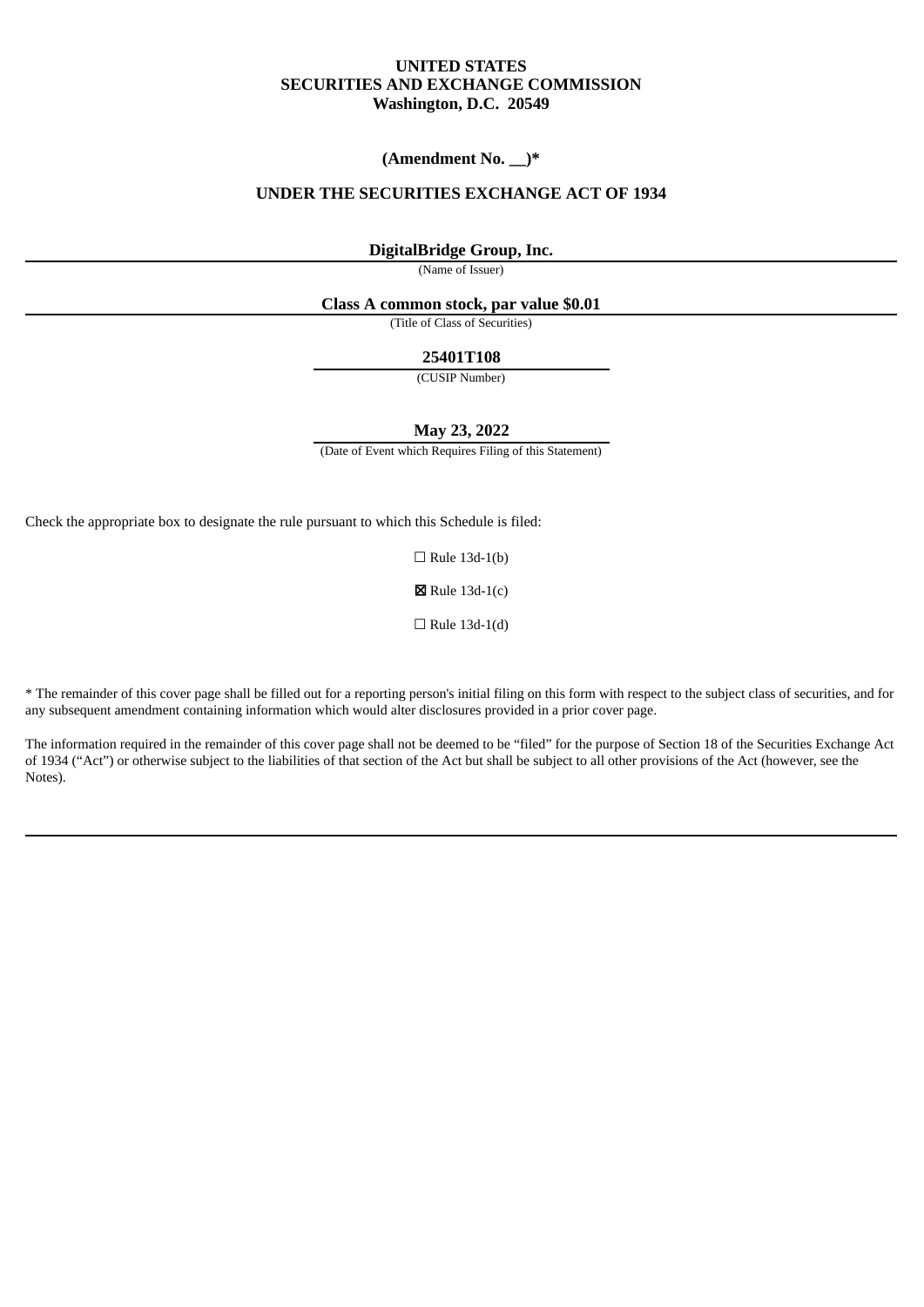**UNITED STATES**
**SECURITIES AND EXCHANGE COMMISSION**
**Washington, D.C. 20549**

**(Amendment No. __)***

**UNDER THE SECURITIES EXCHANGE ACT OF 1934**

**DigitalBridge Group, Inc.**
(Name of Issuer)

**Class A common stock, par value $0.01**
(Title of Class of Securities)

**25401T108**
(CUSIP Number)

**May 23, 2022**
(Date of Event which Requires Filing of this Statement)

Check the appropriate box to designate the rule pursuant to which this Schedule is filed:

☐ Rule 13d-1(b)

☒ Rule 13d-1(c)

☐ Rule 13d-1(d)

* The remainder of this cover page shall be filled out for a reporting person's initial filing on this form with respect to the subject class of securities, and for any subsequent amendment containing information which would alter disclosures provided in a prior cover page.

The information required in the remainder of this cover page shall not be deemed to be "filed" for the purpose of Section 18 of the Securities Exchange Act of 1934 ("Act") or otherwise subject to the liabilities of that section of the Act but shall be subject to all other provisions of the Act (however, see the Notes).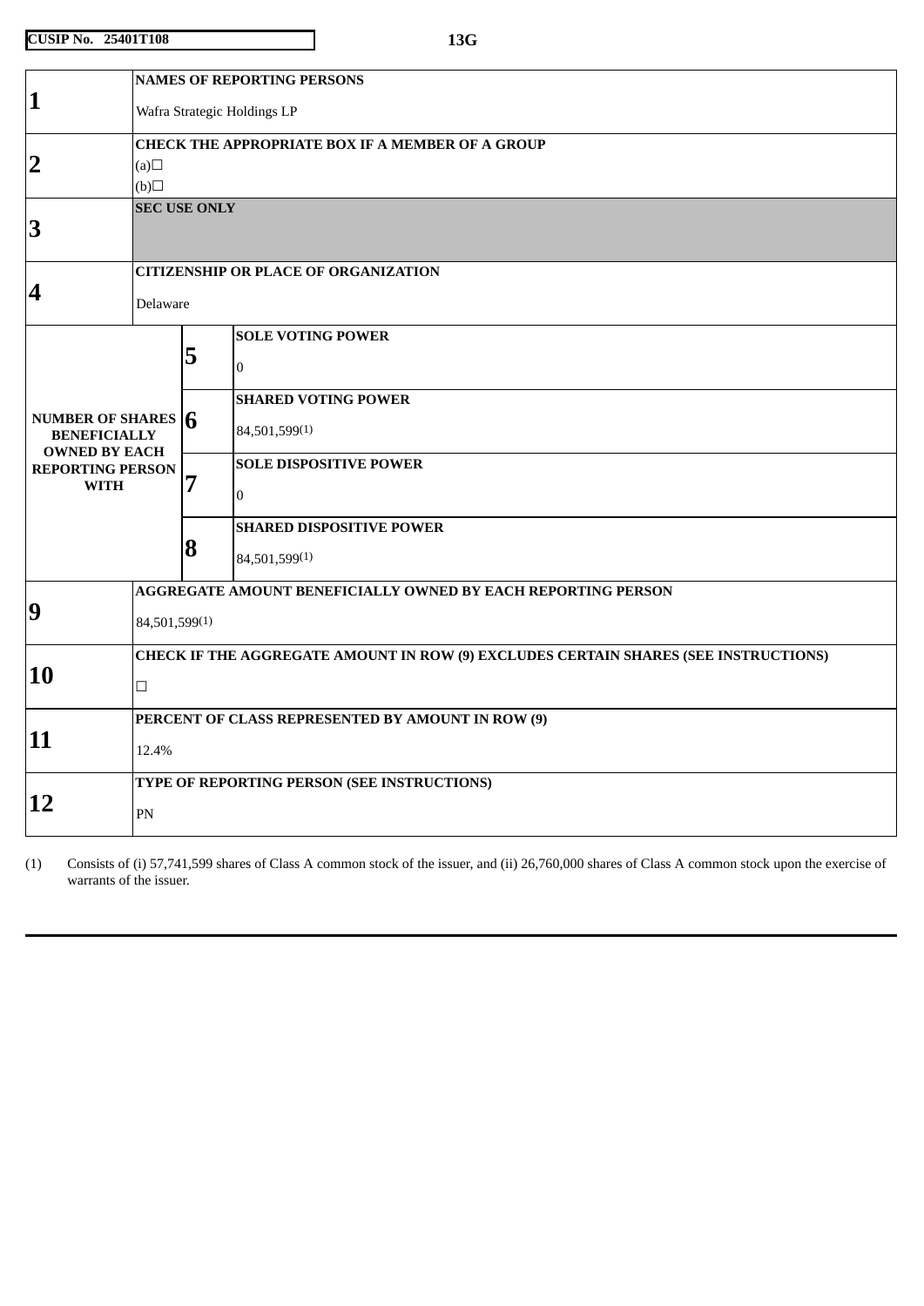| CUSIP No. 25401T108 | 13G |
|---|---|

| | | | |
|---|---|---|---|
| 1 | NAMES OF REPORTING PERSONS<br>Wafra Strategic Holdings LP | | |
| 2 | CHECK THE APPROPRIATE BOX IF A MEMBER OF A GROUP<br>(a)☐<br>(b)☐ | | |
| 3 | SEC USE ONLY | | |
| 4 | CITIZENSHIP OR PLACE OF ORGANIZATION<br>Delaware | | |
| NUMBER OF SHARES BENEFICIALLY OWNED BY EACH REPORTING PERSON WITH | | 5 | SOLE VOTING POWER<br>0 |
| | | 6 | SHARED VOTING POWER<br>84,501,599(1) |
| | | 7 | SOLE DISPOSITIVE POWER<br>0 |
| | | 8 | SHARED DISPOSITIVE POWER<br>84,501,599(1) |
| 9 | AGGREGATE AMOUNT BENEFICIALLY OWNED BY EACH REPORTING PERSON<br>84,501,599(1) | | |
| 10 | CHECK IF THE AGGREGATE AMOUNT IN ROW (9) EXCLUDES CERTAIN SHARES (SEE INSTRUCTIONS)<br>☐ | | |
| 11 | PERCENT OF CLASS REPRESENTED BY AMOUNT IN ROW (9)<br>12.4% | | |
| 12 | TYPE OF REPORTING PERSON (SEE INSTRUCTIONS)<br>PN | | |

(1) Consists of (i) 57,741,599 shares of Class A common stock of the issuer, and (ii) 26,760,000 shares of Class A common stock upon the exercise of warrants of the issuer.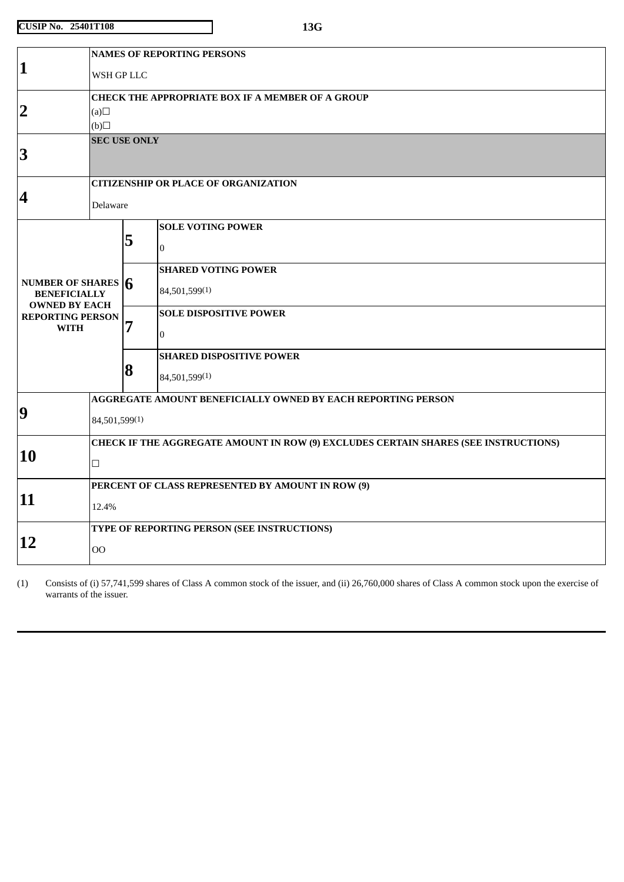| CUSIP No. 25401T108 | 13G |
|---|---|

| | | | |
|---|---|---|---|
| **1** | **NAMES OF REPORTING PERSONS**<br>WSH GP LLC | | |
| **2** | **CHECK THE APPROPRIATE BOX IF A MEMBER OF A GROUP**<br>(a)☐<br>(b)☐ | | |
| **3** | **SEC USE ONLY** | | |
| **4** | **CITIZENSHIP OR PLACE OF ORGANIZATION**<br>Delaware | | |
| **NUMBER OF SHARES BENEFICIALLY OWNED BY EACH REPORTING PERSON WITH** | | **5** | **SOLE VOTING POWER**<br>0 |
| | | **6** | **SHARED VOTING POWER**<br>84,501,599(1) |
| | | **7** | **SOLE DISPOSITIVE POWER**<br>0 |
| | | **8** | **SHARED DISPOSITIVE POWER**<br>84,501,599(1) |
| **9** | **AGGREGATE AMOUNT BENEFICIALLY OWNED BY EACH REPORTING PERSON**<br>84,501,599(1) | | |
| **10** | **CHECK IF THE AGGREGATE AMOUNT IN ROW (9) EXCLUDES CERTAIN SHARES (SEE INSTRUCTIONS)**<br>☐ | | |
| **11** | **PERCENT OF CLASS REPRESENTED BY AMOUNT IN ROW (9)**<br>12.4% | | |
| **12** | **TYPE OF REPORTING PERSON (SEE INSTRUCTIONS)**<br>OO | | |

(1) Consists of (i) 57,741,599 shares of Class A common stock of the issuer, and (ii) 26,760,000 shares of Class A common stock upon the exercise of warrants of the issuer.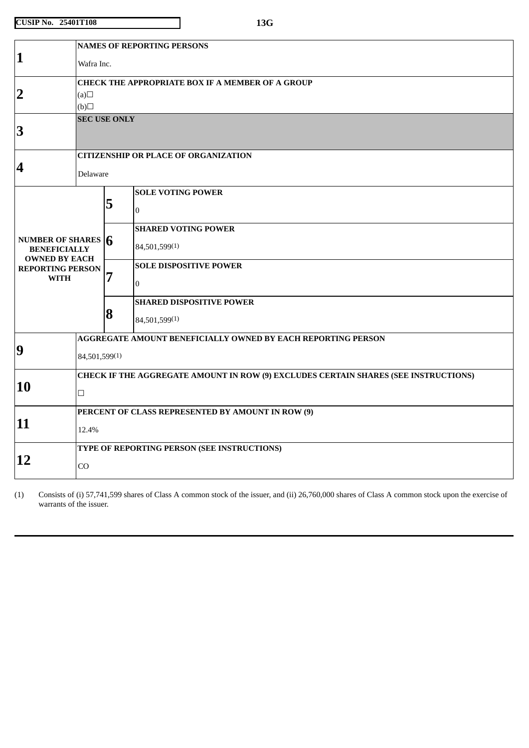CUSIP No. 25401T108 | 13G

| | | | |
|---|---|---|---|
| 1 | NAMES OF REPORTING PERSONS<br><br>Wafra Inc. | | |
| 2 | CHECK THE APPROPRIATE BOX IF A MEMBER OF A GROUP<br>(a)☐<br>(b)☐ | | |
| 3 | SEC USE ONLY | | |
| 4 | CITIZENSHIP OR PLACE OF ORGANIZATION<br><br>Delaware | | |
| NUMBER OF SHARES BENEFICIALLY OWNED BY EACH REPORTING PERSON WITH | | 5 | SOLE VOTING POWER<br><br>0 |
| | | 6 | SHARED VOTING POWER<br><br>84,501,599(1) |
| | | 7 | SOLE DISPOSITIVE POWER<br><br>0 |
| | | 8 | SHARED DISPOSITIVE POWER<br><br>84,501,599(1) |
| 9 | AGGREGATE AMOUNT BENEFICIALLY OWNED BY EACH REPORTING PERSON<br><br>84,501,599(1) | | |
| 10 | CHECK IF THE AGGREGATE AMOUNT IN ROW (9) EXCLUDES CERTAIN SHARES (SEE INSTRUCTIONS)<br><br>☐ | | |
| 11 | PERCENT OF CLASS REPRESENTED BY AMOUNT IN ROW (9)<br><br>12.4% | | |
| 12 | TYPE OF REPORTING PERSON (SEE INSTRUCTIONS)<br><br>CO | | |

(1) Consists of (i) 57,741,599 shares of Class A common stock of the issuer, and (ii) 26,760,000 shares of Class A common stock upon the exercise of warrants of the issuer.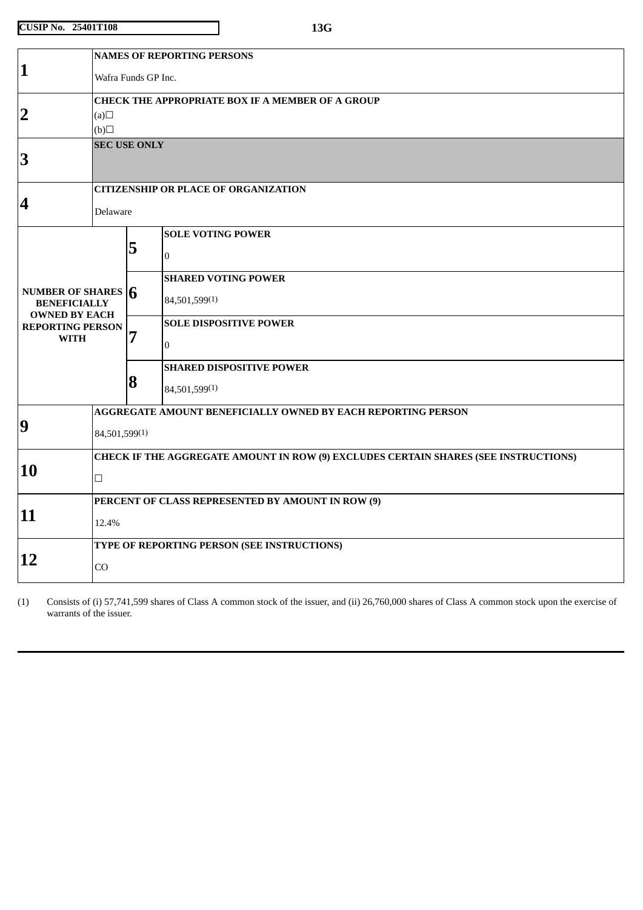| CUSIP No. 25401T108 | 13G |
|---|---|

| | | |
|---|---|---|
| **1** | **NAMES OF REPORTING PERSONS**<br>Wafra Funds GP Inc. | |
| **2** | **CHECK THE APPROPRIATE BOX IF A MEMBER OF A GROUP**<br>(a)☐<br>(b)☐ | |
| **3** | **SEC USE ONLY** | |
| **4** | **CITIZENSHIP OR PLACE OF ORGANIZATION**<br>Delaware | |
| **NUMBER OF SHARES BENEFICIALLY OWNED BY EACH REPORTING PERSON WITH** | **5** | **SOLE VOTING POWER**<br>0 |
| | **6** | **SHARED VOTING POWER**<br>84,501,599(1) |
| | **7** | **SOLE DISPOSITIVE POWER**<br>0 |
| | **8** | **SHARED DISPOSITIVE POWER**<br>84,501,599(1) |
| **9** | **AGGREGATE AMOUNT BENEFICIALLY OWNED BY EACH REPORTING PERSON**<br>84,501,599(1) | |
| **10** | **CHECK IF THE AGGREGATE AMOUNT IN ROW (9) EXCLUDES CERTAIN SHARES (SEE INSTRUCTIONS)**<br>☐ | |
| **11** | **PERCENT OF CLASS REPRESENTED BY AMOUNT IN ROW (9)**<br>12.4% | |
| **12** | **TYPE OF REPORTING PERSON (SEE INSTRUCTIONS)**<br>CO | |

(1) Consists of (i) 57,741,599 shares of Class A common stock of the issuer, and (ii) 26,760,000 shares of Class A common stock upon the exercise of warrants of the issuer.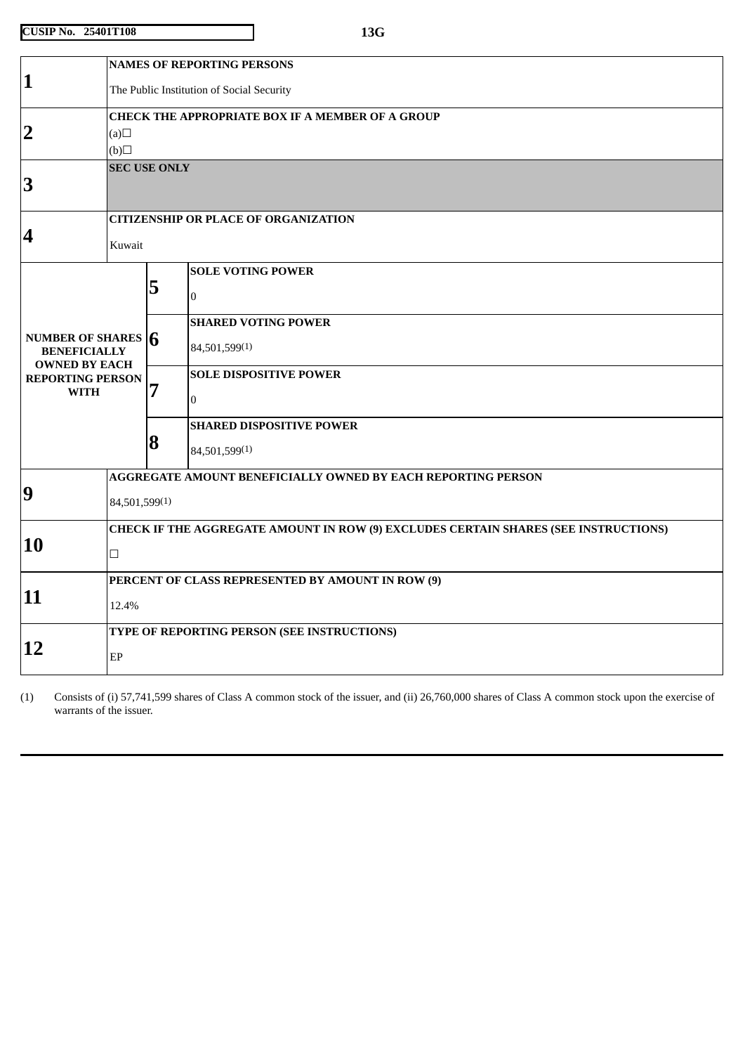CUSIP No. 25401T108 | 13G

| | | | |
|---|---|---|---|
| 1 | NAMES OF REPORTING PERSONS<br><br>The Public Institution of Social Security | | |
| 2 | CHECK THE APPROPRIATE BOX IF A MEMBER OF A GROUP<br>(a)☐<br>(b)☐ | | |
| 3 | SEC USE ONLY | | |
| 4 | CITIZENSHIP OR PLACE OF ORGANIZATION<br><br>Kuwait | | |
| NUMBER OF SHARES BENEFICIALLY OWNED BY EACH REPORTING PERSON WITH | | 5 | SOLE VOTING POWER<br><br>0 |
| | | 6 | SHARED VOTING POWER<br><br>84,501,599(1) |
| | | 7 | SOLE DISPOSITIVE POWER<br><br>0 |
| | | 8 | SHARED DISPOSITIVE POWER<br><br>84,501,599(1) |
| 9 | AGGREGATE AMOUNT BENEFICIALLY OWNED BY EACH REPORTING PERSON<br><br>84,501,599(1) | | |
| 10 | CHECK IF THE AGGREGATE AMOUNT IN ROW (9) EXCLUDES CERTAIN SHARES (SEE INSTRUCTIONS)<br><br>☐ | | |
| 11 | PERCENT OF CLASS REPRESENTED BY AMOUNT IN ROW (9)<br><br>12.4% | | |
| 12 | TYPE OF REPORTING PERSON (SEE INSTRUCTIONS)<br><br>EP | | |

(1) Consists of (i) 57,741,599 shares of Class A common stock of the issuer, and (ii) 26,760,000 shares of Class A common stock upon the exercise of warrants of the issuer.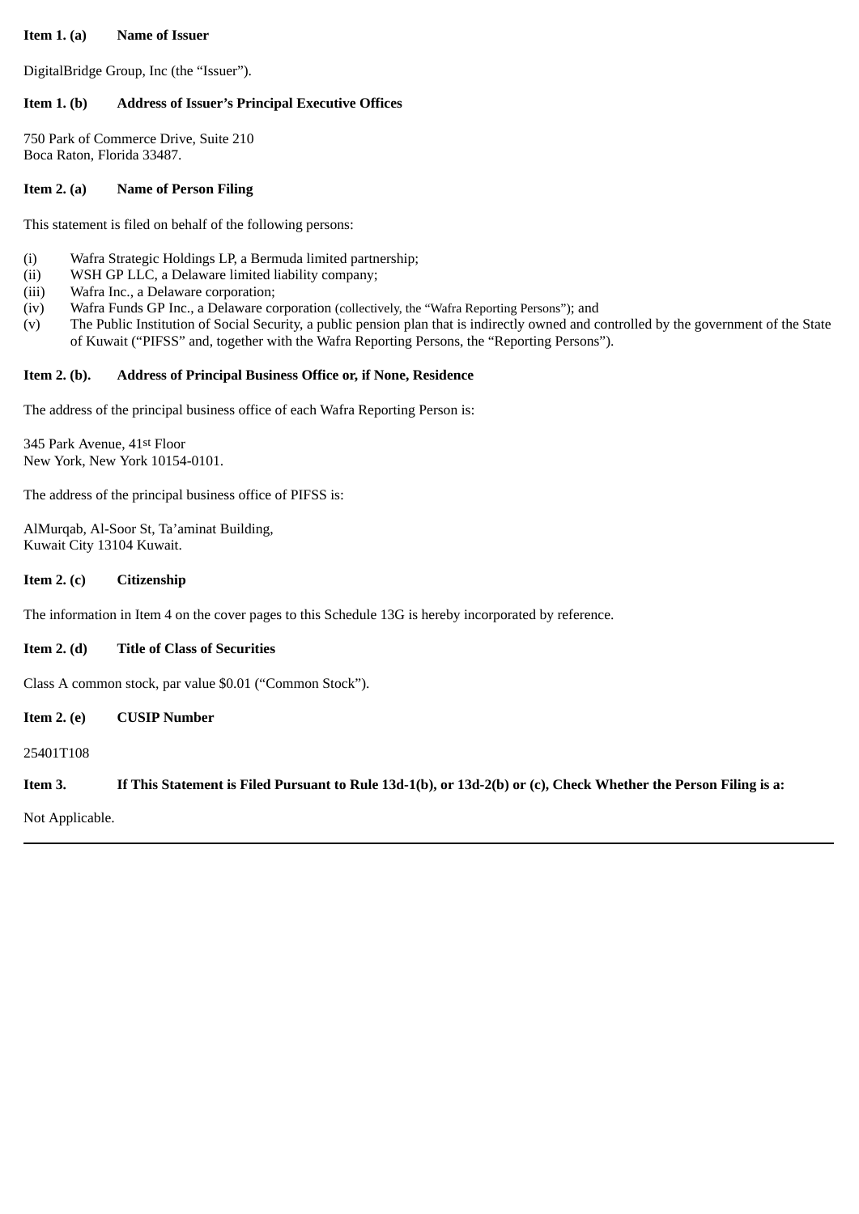**Item 1. (a) Name of Issuer**

DigitalBridge Group, Inc (the "Issuer").

**Item 1. (b) Address of Issuer's Principal Executive Offices**

750 Park of Commerce Drive, Suite 210
Boca Raton, Florida 33487.

**Item 2. (a) Name of Person Filing**

This statement is filed on behalf of the following persons:

(i) Wafra Strategic Holdings LP, a Bermuda limited partnership;
(ii) WSH GP LLC, a Delaware limited liability company;
(iii) Wafra Inc., a Delaware corporation;
(iv) Wafra Funds GP Inc., a Delaware corporation (collectively, the "Wafra Reporting Persons"); and
(v) The Public Institution of Social Security, a public pension plan that is indirectly owned and controlled by the government of the State of Kuwait ("PIFSS" and, together with the Wafra Reporting Persons, the "Reporting Persons").

**Item 2. (b). Address of Principal Business Office or, if None, Residence**

The address of the principal business office of each Wafra Reporting Person is:

345 Park Avenue, 41st Floor
New York, New York 10154-0101.

The address of the principal business office of PIFSS is:

AlMurqab, Al-Soor St, Ta'aminat Building,
Kuwait City 13104 Kuwait.

**Item 2. (c) Citizenship**

The information in Item 4 on the cover pages to this Schedule 13G is hereby incorporated by reference.

**Item 2. (d) Title of Class of Securities**

Class A common stock, par value $0.01 ("Common Stock").

**Item 2. (e) CUSIP Number**

25401T108

**Item 3. If This Statement is Filed Pursuant to Rule 13d-1(b), or 13d-2(b) or (c), Check Whether the Person Filing is a:**

Not Applicable.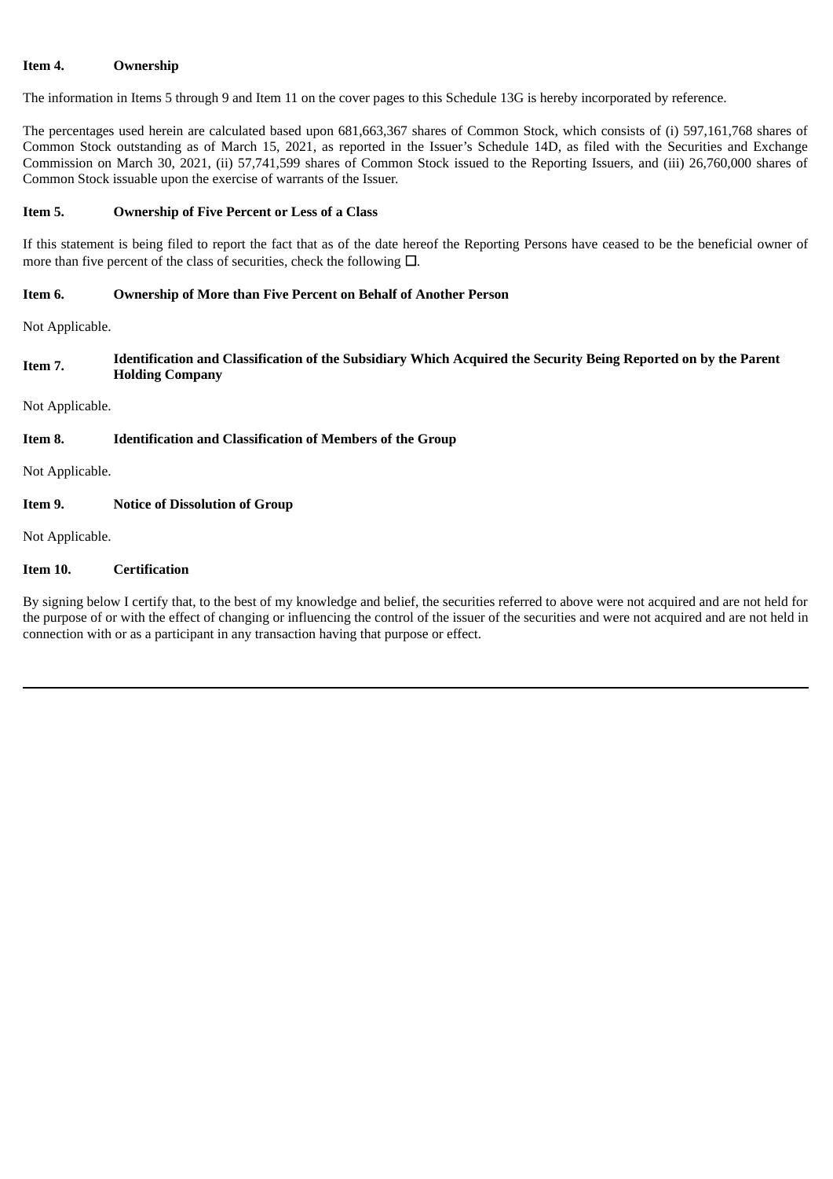**Item 4. Ownership**

The information in Items 5 through 9 and Item 11 on the cover pages to this Schedule 13G is hereby incorporated by reference.

The percentages used herein are calculated based upon 681,663,367 shares of Common Stock, which consists of (i) 597,161,768 shares of Common Stock outstanding as of March 15, 2021, as reported in the Issuer's Schedule 14D, as filed with the Securities and Exchange Commission on March 30, 2021, (ii) 57,741,599 shares of Common Stock issued to the Reporting Issuers, and (iii) 26,760,000 shares of Common Stock issuable upon the exercise of warrants of the Issuer.

**Item 5. Ownership of Five Percent or Less of a Class**

If this statement is being filed to report the fact that as of the date hereof the Reporting Persons have ceased to be the beneficial owner of more than five percent of the class of securities, check the following ☐.

**Item 6. Ownership of More than Five Percent on Behalf of Another Person**

Not Applicable.

**Item 7. Identification and Classification of the Subsidiary Which Acquired the Security Being Reported on by the Parent Holding Company**

Not Applicable.

**Item 8. Identification and Classification of Members of the Group**

Not Applicable.

**Item 9. Notice of Dissolution of Group**

Not Applicable.

**Item 10. Certification**

By signing below I certify that, to the best of my knowledge and belief, the securities referred to above were not acquired and are not held for the purpose of or with the effect of changing or influencing the control of the issuer of the securities and were not acquired and are not held in connection with or as a participant in any transaction having that purpose or effect.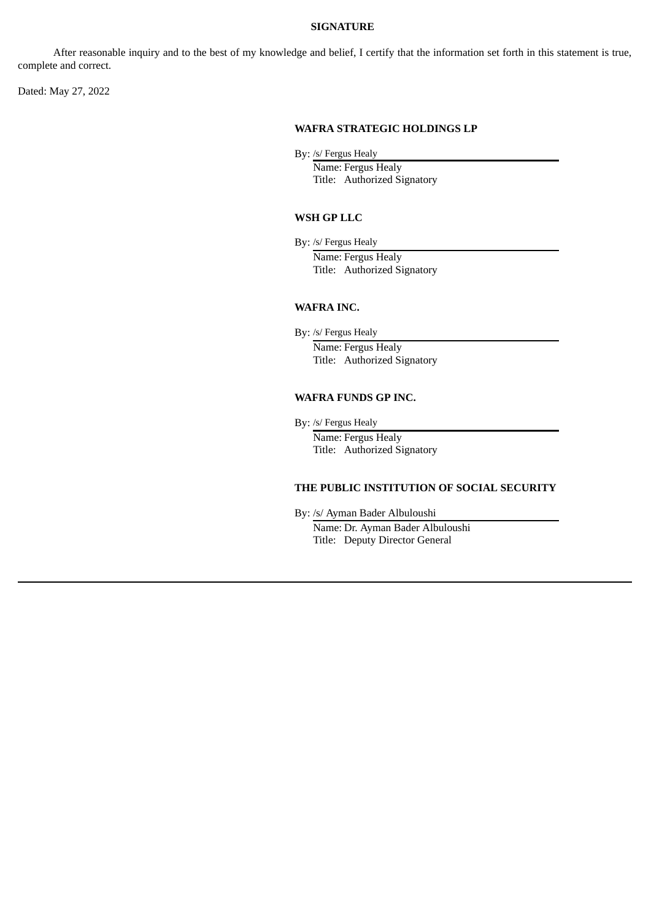**SIGNATURE**

After reasonable inquiry and to the best of my knowledge and belief, I certify that the information set forth in this statement is true, complete and correct.

Dated: May 27, 2022

**WAFRA STRATEGIC HOLDINGS LP**

By: /s/ Fergus Healy
Name: Fergus Healy
Title: Authorized Signatory

**WSH GP LLC**

By: /s/ Fergus Healy
Name: Fergus Healy
Title: Authorized Signatory

**WAFRA INC.**

By: /s/ Fergus Healy
Name: Fergus Healy
Title: Authorized Signatory

**WAFRA FUNDS GP INC.**

By: /s/ Fergus Healy
Name: Fergus Healy
Title: Authorized Signatory

**THE PUBLIC INSTITUTION OF SOCIAL SECURITY**

By: /s/ Ayman Bader Albuloushi
Name: Dr. Ayman Bader Albuloushi
Title: Deputy Director General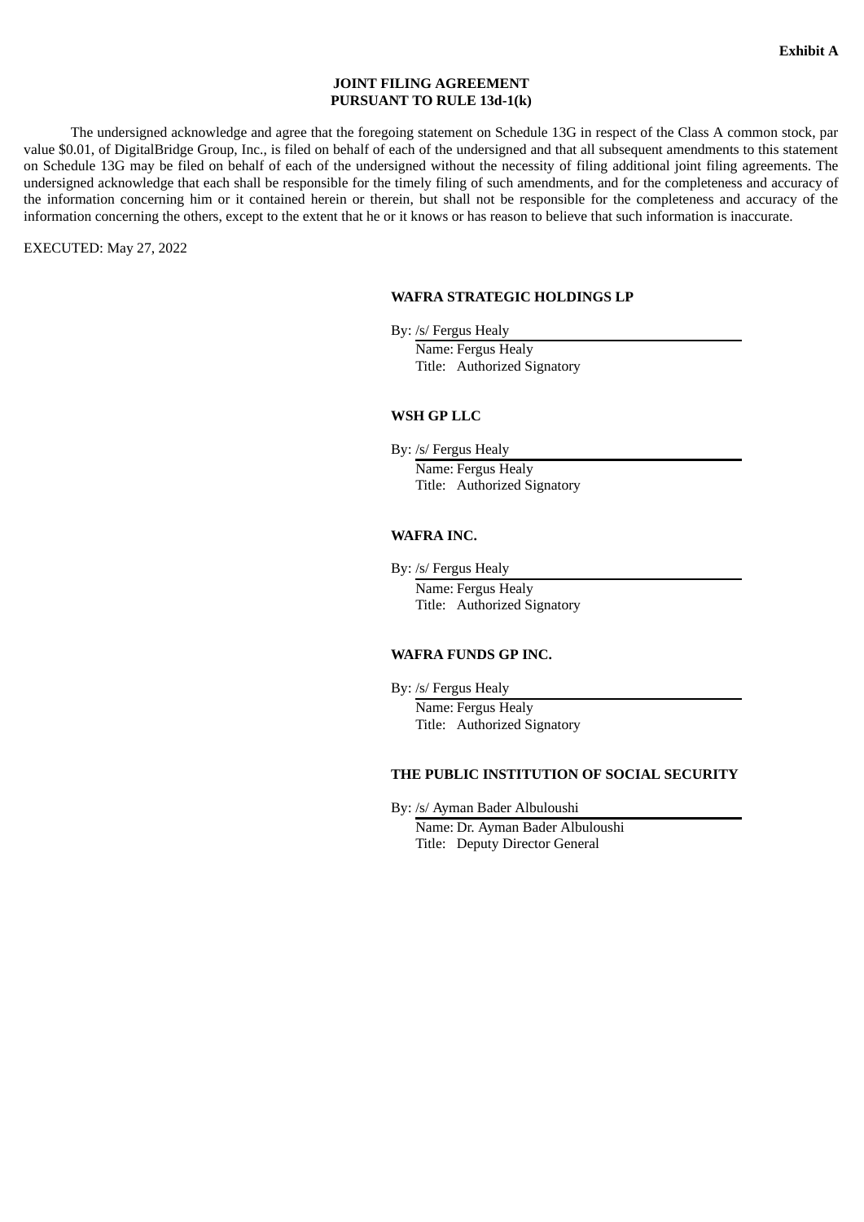**Exhibit A**

**JOINT FILING AGREEMENT**
**PURSUANT TO RULE 13d-1(k)**

The undersigned acknowledge and agree that the foregoing statement on Schedule 13G in respect of the Class A common stock, par value $0.01, of DigitalBridge Group, Inc., is filed on behalf of each of the undersigned and that all subsequent amendments to this statement on Schedule 13G may be filed on behalf of each of the undersigned without the necessity of filing additional joint filing agreements. The undersigned acknowledge that each shall be responsible for the timely filing of such amendments, and for the completeness and accuracy of the information concerning him or it contained herein or therein, but shall not be responsible for the completeness and accuracy of the information concerning the others, except to the extent that he or it knows or has reason to believe that such information is inaccurate.

EXECUTED: May 27, 2022

**WAFRA STRATEGIC HOLDINGS LP**

By: /s/ Fergus Healy
Name: Fergus Healy
Title: Authorized Signatory

**WSH GP LLC**

By: /s/ Fergus Healy
Name: Fergus Healy
Title: Authorized Signatory

**WAFRA INC.**

By: /s/ Fergus Healy
Name: Fergus Healy
Title: Authorized Signatory

**WAFRA FUNDS GP INC.**

By: /s/ Fergus Healy
Name: Fergus Healy
Title: Authorized Signatory

**THE PUBLIC INSTITUTION OF SOCIAL SECURITY**

By: /s/ Ayman Bader Albuloushi
Name: Dr. Ayman Bader Albuloushi
Title: Deputy Director General